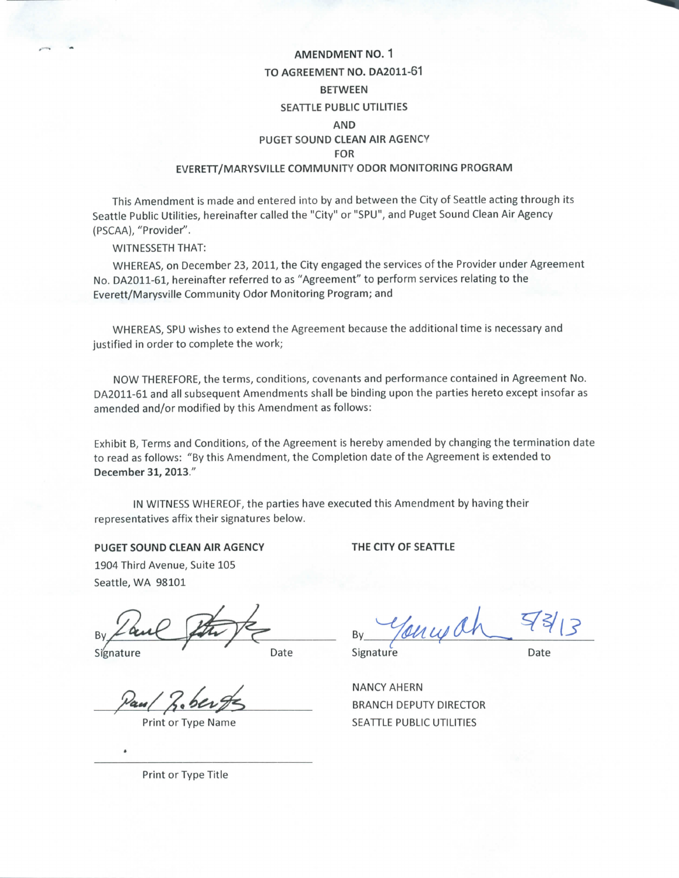**AMENDMENT NO. 1**
**TO AGREEMENT NO. DA2011-61**
**BETWEEN**
**SEATTLE PUBLIC UTILITIES**
**AND**
**PUGET SOUND CLEAN AIR AGENCY**
**FOR**
**EVERETT/MARYSVILLE COMMUNITY ODOR MONITORING PROGRAM**

This Amendment is made and entered into by and between the City of Seattle acting through its Seattle Public Utilities, hereinafter called the "City" or "SPU", and Puget Sound Clean Air Agency (PSCAA), "Provider".

WITNESSETH THAT:

WHEREAS, on December 23, 2011, the City engaged the services of the Provider under Agreement No. DA2011-61, hereinafter referred to as "Agreement" to perform services relating to the Everett/Marysville Community Odor Monitoring Program; and

WHEREAS, SPU wishes to extend the Agreement because the additional time is necessary and justified in order to complete the work;

NOW THEREFORE, the terms, conditions, covenants and performance contained in Agreement No. DA2011-61 and all subsequent Amendments shall be binding upon the parties hereto except insofar as amended and/or modified by this Amendment as follows:

Exhibit B, Terms and Conditions, of the Agreement is hereby amended by changing the termination date to read as follows: "By this Amendment, the Completion date of the Agreement is extended to **December 31, 2013**."

IN WITNESS WHEREOF, the parties have executed this Amendment by having their representatives affix their signatures below.

**PUGET SOUND CLEAN AIR AGENCY**
1904 Third Avenue, Suite 105
Seattle, WA 98101

By [signature]
Signature Date

Paul Roberts
Print or Type Name

Print or Type Title

**THE CITY OF SEATTLE**

By [signature] 5/3/13
Signature Date

NANCY AHERN
BRANCH DEPUTY DIRECTOR
SEATTLE PUBLIC UTILITIES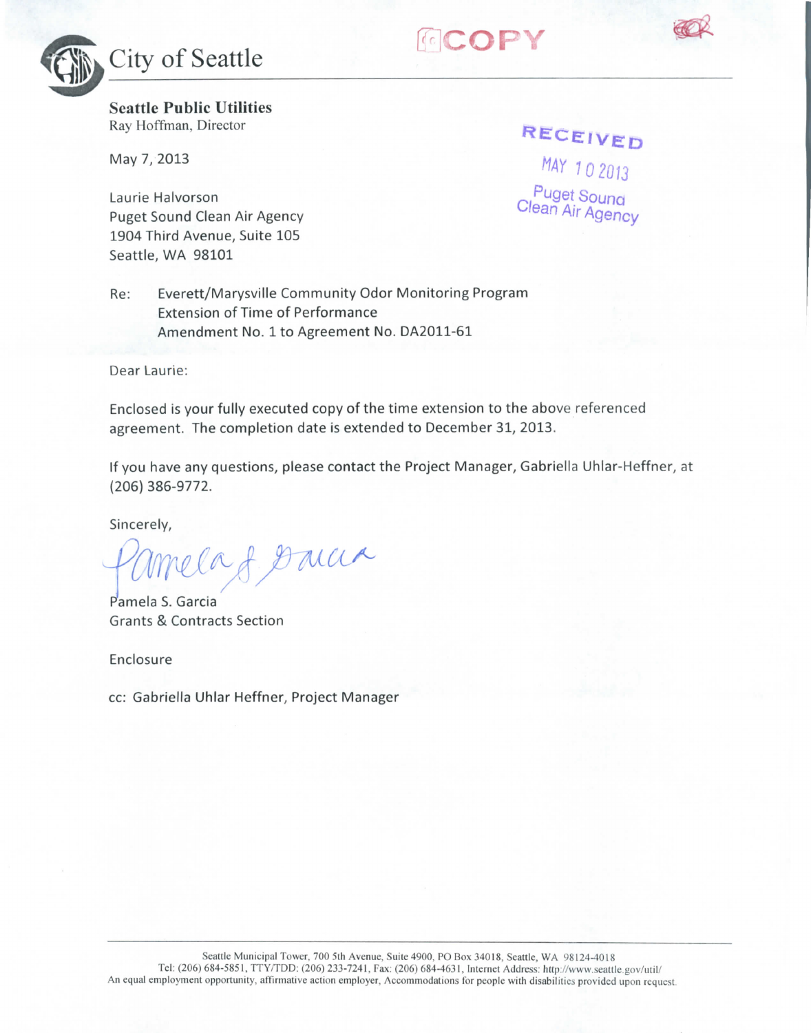# City of Seattle

COPY

## Seattle Public Utilities

Ray Hoffman, Director

RECEIVED
MAY 10 2013
Puget Sound Clean Air Agency

May 7, 2013

Laurie Halvorson
Puget Sound Clean Air Agency
1904 Third Avenue, Suite 105
Seattle, WA 98101

Re: Everett/Marysville Community Odor Monitoring Program
Extension of Time of Performance
Amendment No. 1 to Agreement No. DA2011-61

Dear Laurie:

Enclosed is your fully executed copy of the time extension to the above referenced agreement. The completion date is extended to December 31, 2013.

If you have any questions, please contact the Project Manager, Gabriella Uhlar-Heffner, at (206) 386-9772.

Sincerely,

Pamela S. Garcia
Grants & Contracts Section

Enclosure

cc: Gabriella Uhlar Heffner, Project Manager

Seattle Municipal Tower, 700 5th Avenue, Suite 4900, PO Box 34018, Seattle, WA 98124-4018
Tel: (206) 684-5851, TTY/TDD: (206) 233-7241, Fax: (206) 684-4631, Internet Address: http://www.seattle.gov/util/
An equal employment opportunity, affirmative action employer, Accommodations for people with disabilities provided upon request.